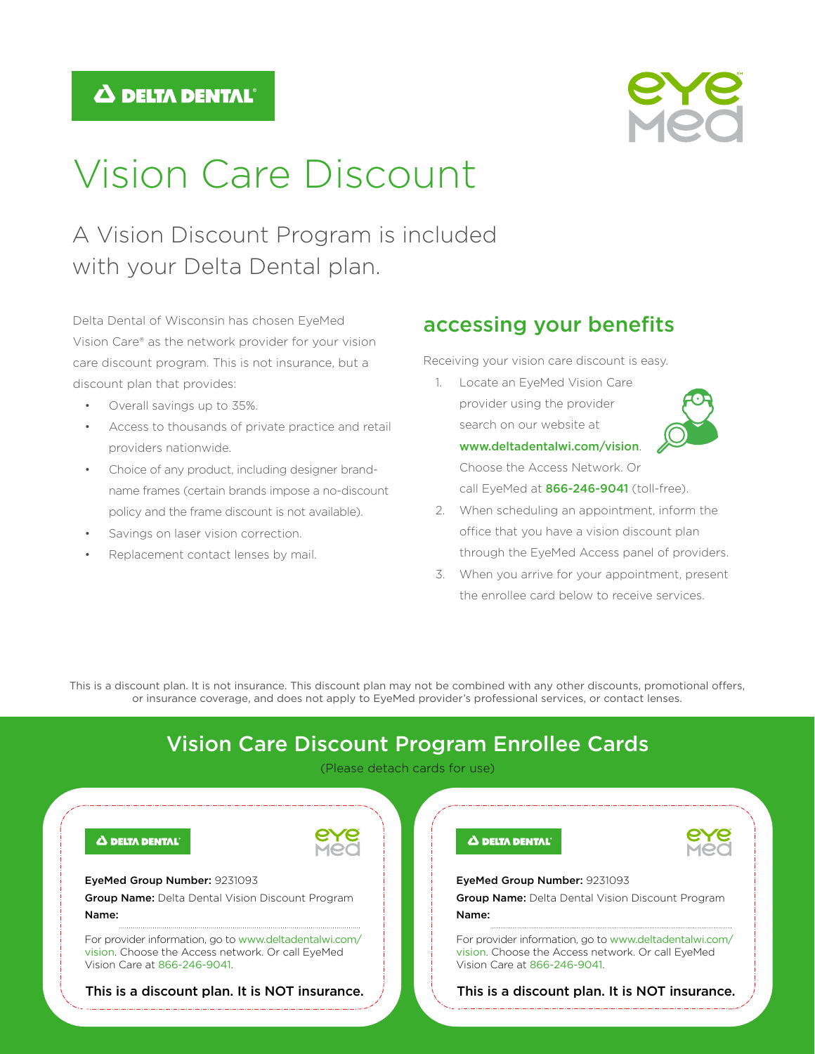DELTA DENTAL®

eye med

# Vision Care Discount

## A Vision Discount Program is included with your Delta Dental plan.

Delta Dental of Wisconsin has chosen EyeMed Vision Care® as the network provider for your vision care discount program. This is not insurance, but a discount plan that provides:

- Overall savings up to 35%.
- Access to thousands of private practice and retail providers nationwide.
- Choice of any product, including designer brand-name frames (certain brands impose a no-discount policy and the frame discount is not available).
- Savings on laser vision correction.
- Replacement contact lenses by mail.

## accessing your benefits

Receiving your vision care discount is easy.

1. Locate an EyeMed Vision Care provider using the provider search on our website at www.deltadentalwi.com/vision. Choose the Access Network. Or call EyeMed at **866-246-9041** (toll-free).
2. When scheduling an appointment, inform the office that you have a vision discount plan through the EyeMed Access panel of providers.
3. When you arrive for your appointment, present the enrollee card below to receive services.

This is a discount plan. It is not insurance. This discount plan may not be combined with any other discounts, promotional offers, or insurance coverage, and does not apply to EyeMed provider's professional services, or contact lenses.

## Vision Care Discount Program Enrollee Cards

(Please detach cards for use)

DELTA DENTAL® eye med

**EyeMed Group Number:** 9231093

**Group Name:** Delta Dental Vision Discount Program

**Name:**

For provider information, go to www.deltadentalwi.com/vision. Choose the Access network. Or call EyeMed Vision Care at 866-246-9041.

**This is a discount plan. It is NOT insurance.**

DELTA DENTAL® eye med

**EyeMed Group Number:** 9231093

**Group Name:** Delta Dental Vision Discount Program

**Name:**

For provider information, go to www.deltadentalwi.com/vision. Choose the Access network. Or call EyeMed Vision Care at 866-246-9041.

**This is a discount plan. It is NOT insurance.**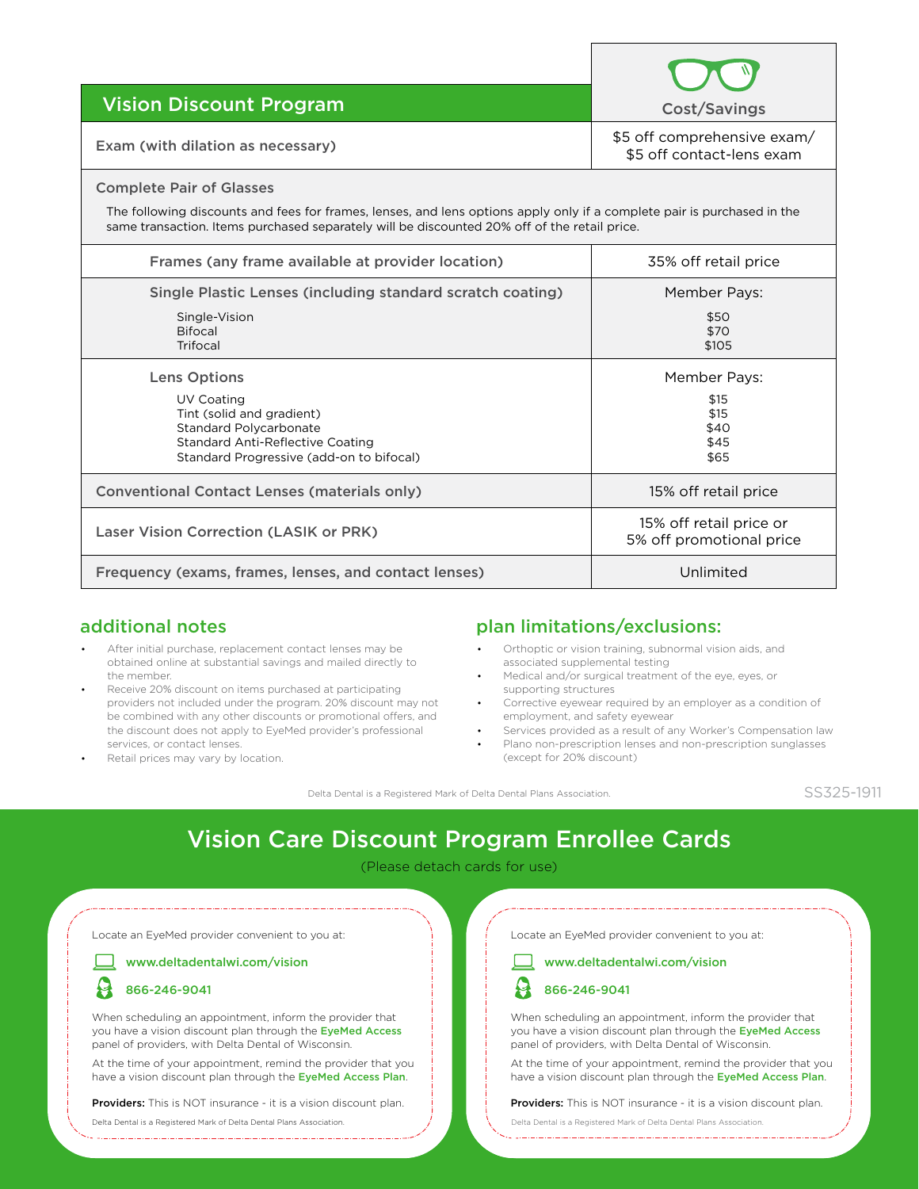| Vision Discount Program | Cost/Savings |
|---|---|
| Exam (with dilation as necessary) | $5 off comprehensive exam/ $5 off contact-lens exam |
| **Complete Pair of Glasses** The following discounts and fees for frames, lenses, and lens options apply only if a complete pair is purchased in the same transaction. Items purchased separately will be discounted 20% off of the retail price. | |
| Frames (any frame available at provider location) | 35% off retail price |
| Single Plastic Lenses (including standard scratch coating) | Member Pays: |
| Single-Vision | $50 |
| Bifocal | $70 |
| Trifocal | $105 |
| Lens Options | Member Pays: |
| UV Coating | $15 |
| Tint (solid and gradient) | $15 |
| Standard Polycarbonate | $40 |
| Standard Anti-Reflective Coating | $45 |
| Standard Progressive (add-on to bifocal) | $65 |
| Conventional Contact Lenses (materials only) | 15% off retail price |
| Laser Vision Correction (LASIK or PRK) | 15% off retail price or 5% off promotional price |
| Frequency (exams, frames, lenses, and contact lenses) | Unlimited |

## additional notes

- After initial purchase, replacement contact lenses may be obtained online at substantial savings and mailed directly to the member.
- Receive 20% discount on items purchased at participating providers not included under the program. 20% discount may not be combined with any other discounts or promotional offers, and the discount does not apply to EyeMed provider's professional services, or contact lenses.
- Retail prices may vary by location.

## plan limitations/exclusions:

- Orthoptic or vision training, subnormal vision aids, and associated supplemental testing
- Medical and/or surgical treatment of the eye, eyes, or supporting structures
- Corrective eyewear required by an employer as a condition of employment, and safety eyewear
- Services provided as a result of any Worker's Compensation law
- Plano non-prescription lenses and non-prescription sunglasses (except for 20% discount)

Delta Dental is a Registered Mark of Delta Dental Plans Association.

SS325-1911

# Vision Care Discount Program Enrollee Cards

(Please detach cards for use)

Locate an EyeMed provider convenient to you at:

www.deltadentalwi.com/vision

866-246-9041

When scheduling an appointment, inform the provider that you have a vision discount plan through the EyeMed Access panel of providers, with Delta Dental of Wisconsin.

At the time of your appointment, remind the provider that you have a vision discount plan through the EyeMed Access Plan.

**Providers:** This is NOT insurance - it is a vision discount plan.

Delta Dental is a Registered Mark of Delta Dental Plans Association.

Locate an EyeMed provider convenient to you at:

www.deltadentalwi.com/vision

866-246-9041

When scheduling an appointment, inform the provider that you have a vision discount plan through the EyeMed Access panel of providers, with Delta Dental of Wisconsin.

At the time of your appointment, remind the provider that you have a vision discount plan through the EyeMed Access Plan.

**Providers:** This is NOT insurance - it is a vision discount plan.

Delta Dental is a Registered Mark of Delta Dental Plans Association.